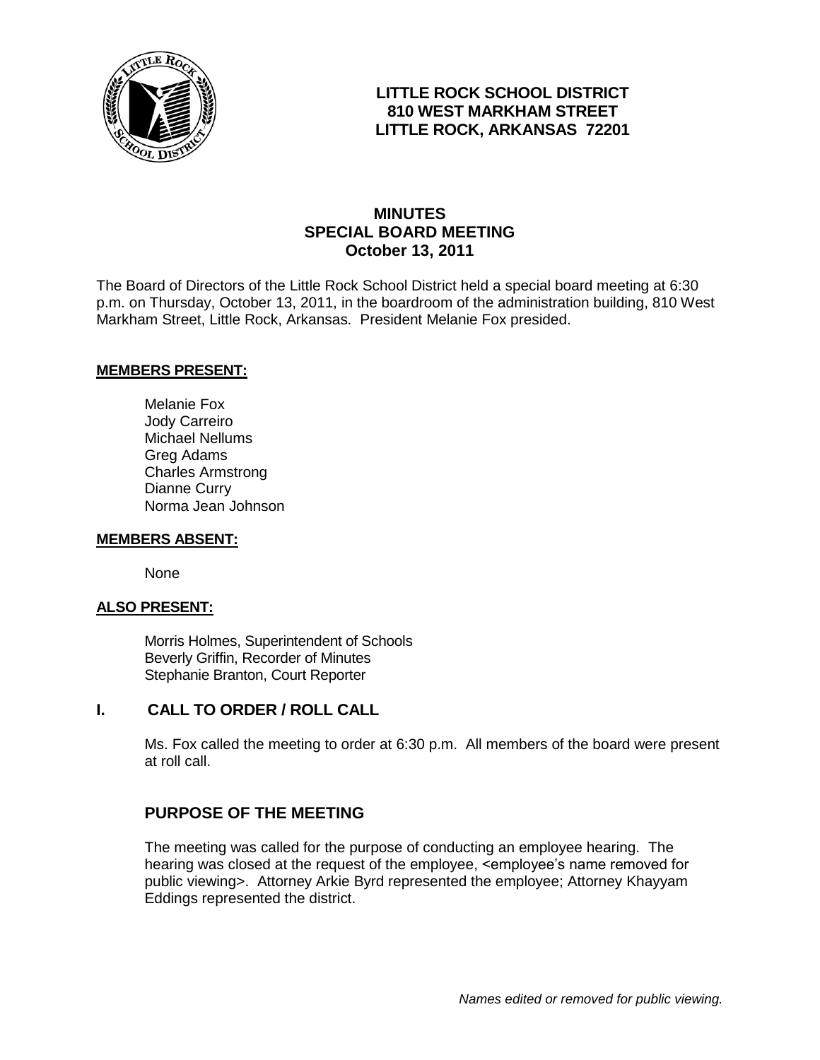# LITTLE ROCK SCHOOL DISTRICT
# 810 WEST MARKHAM STREET
# LITTLE ROCK, ARKANSAS 72201

## MINUTES
## SPECIAL BOARD MEETING
## October 13, 2011

The Board of Directors of the Little Rock School District held a special board meeting at 6:30 p.m. on Thursday, October 13, 2011, in the boardroom of the administration building, 810 West Markham Street, Little Rock, Arkansas. President Melanie Fox presided.

**MEMBERS PRESENT:**

Melanie Fox
Jody Carreiro
Michael Nellums
Greg Adams
Charles Armstrong
Dianne Curry
Norma Jean Johnson

**MEMBERS ABSENT:**

None

**ALSO PRESENT:**

Morris Holmes, Superintendent of Schools
Beverly Griffin, Recorder of Minutes
Stephanie Branton, Court Reporter

## I. CALL TO ORDER / ROLL CALL

Ms. Fox called the meeting to order at 6:30 p.m. All members of the board were present at roll call.

## PURPOSE OF THE MEETING

The meeting was called for the purpose of conducting an employee hearing. The hearing was closed at the request of the employee, <employee's name removed for public viewing>. Attorney Arkie Byrd represented the employee; Attorney Khayyam Eddings represented the district.

*Names edited or removed for public viewing.*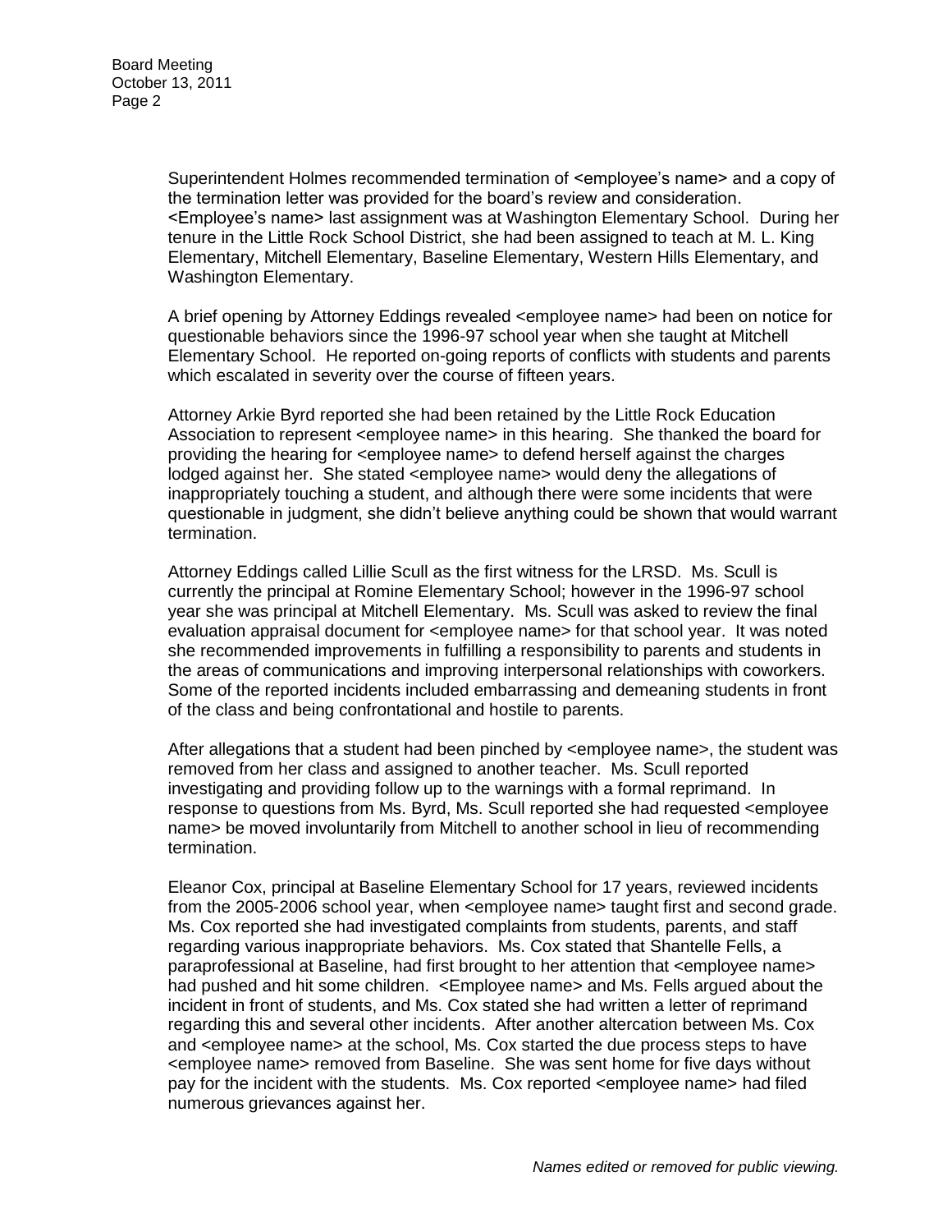Superintendent Holmes recommended termination of <employee's name> and a copy of the termination letter was provided for the board's review and consideration. <Employee's name> last assignment was at Washington Elementary School. During her tenure in the Little Rock School District, she had been assigned to teach at M. L. King Elementary, Mitchell Elementary, Baseline Elementary, Western Hills Elementary, and Washington Elementary.

A brief opening by Attorney Eddings revealed <employee name> had been on notice for questionable behaviors since the 1996-97 school year when she taught at Mitchell Elementary School. He reported on-going reports of conflicts with students and parents which escalated in severity over the course of fifteen years.

Attorney Arkie Byrd reported she had been retained by the Little Rock Education Association to represent <employee name> in this hearing. She thanked the board for providing the hearing for <employee name> to defend herself against the charges lodged against her. She stated <employee name> would deny the allegations of inappropriately touching a student, and although there were some incidents that were questionable in judgment, she didn't believe anything could be shown that would warrant termination.

Attorney Eddings called Lillie Scull as the first witness for the LRSD. Ms. Scull is currently the principal at Romine Elementary School; however in the 1996-97 school year she was principal at Mitchell Elementary. Ms. Scull was asked to review the final evaluation appraisal document for <employee name> for that school year. It was noted she recommended improvements in fulfilling a responsibility to parents and students in the areas of communications and improving interpersonal relationships with coworkers. Some of the reported incidents included embarrassing and demeaning students in front of the class and being confrontational and hostile to parents.

After allegations that a student had been pinched by <employee name>, the student was removed from her class and assigned to another teacher. Ms. Scull reported investigating and providing follow up to the warnings with a formal reprimand. In response to questions from Ms. Byrd, Ms. Scull reported she had requested <employee name> be moved involuntarily from Mitchell to another school in lieu of recommending termination.

Eleanor Cox, principal at Baseline Elementary School for 17 years, reviewed incidents from the 2005-2006 school year, when <employee name> taught first and second grade. Ms. Cox reported she had investigated complaints from students, parents, and staff regarding various inappropriate behaviors. Ms. Cox stated that Shantelle Fells, a paraprofessional at Baseline, had first brought to her attention that <employee name> had pushed and hit some children. <Employee name> and Ms. Fells argued about the incident in front of students, and Ms. Cox stated she had written a letter of reprimand regarding this and several other incidents. After another altercation between Ms. Cox and <employee name> at the school, Ms. Cox started the due process steps to have <employee name> removed from Baseline. She was sent home for five days without pay for the incident with the students. Ms. Cox reported <employee name> had filed numerous grievances against her.

*Names edited or removed for public viewing.*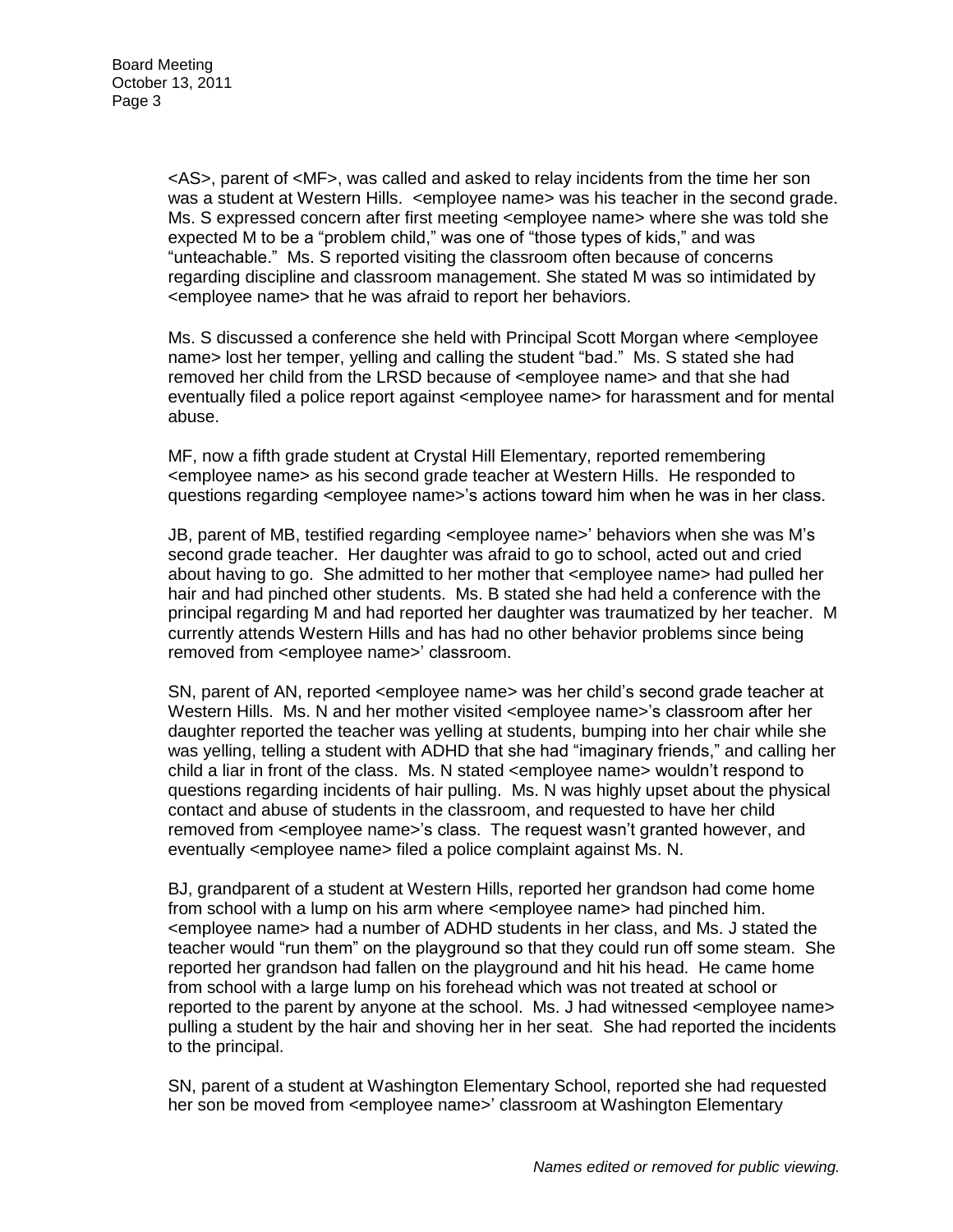<AS>, parent of <MF>, was called and asked to relay incidents from the time her son was a student at Western Hills. <employee name> was his teacher in the second grade. Ms. S expressed concern after first meeting <employee name> where she was told she expected M to be a "problem child," was one of "those types of kids," and was "unteachable." Ms. S reported visiting the classroom often because of concerns regarding discipline and classroom management. She stated M was so intimidated by <employee name> that he was afraid to report her behaviors.

Ms. S discussed a conference she held with Principal Scott Morgan where <employee name> lost her temper, yelling and calling the student "bad." Ms. S stated she had removed her child from the LRSD because of <employee name> and that she had eventually filed a police report against <employee name> for harassment and for mental abuse.

MF, now a fifth grade student at Crystal Hill Elementary, reported remembering <employee name> as his second grade teacher at Western Hills. He responded to questions regarding <employee name>'s actions toward him when he was in her class.

JB, parent of MB, testified regarding <employee name>' behaviors when she was M's second grade teacher. Her daughter was afraid to go to school, acted out and cried about having to go. She admitted to her mother that <employee name> had pulled her hair and had pinched other students. Ms. B stated she had held a conference with the principal regarding M and had reported her daughter was traumatized by her teacher. M currently attends Western Hills and has had no other behavior problems since being removed from <employee name>' classroom.

SN, parent of AN, reported <employee name> was her child's second grade teacher at Western Hills. Ms. N and her mother visited <employee name>'s classroom after her daughter reported the teacher was yelling at students, bumping into her chair while she was yelling, telling a student with ADHD that she had "imaginary friends," and calling her child a liar in front of the class. Ms. N stated <employee name> wouldn't respond to questions regarding incidents of hair pulling. Ms. N was highly upset about the physical contact and abuse of students in the classroom, and requested to have her child removed from <employee name>'s class. The request wasn't granted however, and eventually <employee name> filed a police complaint against Ms. N.

BJ, grandparent of a student at Western Hills, reported her grandson had come home from school with a lump on his arm where <employee name> had pinched him. <employee name> had a number of ADHD students in her class, and Ms. J stated the teacher would "run them" on the playground so that they could run off some steam. She reported her grandson had fallen on the playground and hit his head. He came home from school with a large lump on his forehead which was not treated at school or reported to the parent by anyone at the school. Ms. J had witnessed <employee name> pulling a student by the hair and shoving her in her seat. She had reported the incidents to the principal.

SN, parent of a student at Washington Elementary School, reported she had requested her son be moved from <employee name>' classroom at Washington Elementary

*Names edited or removed for public viewing.*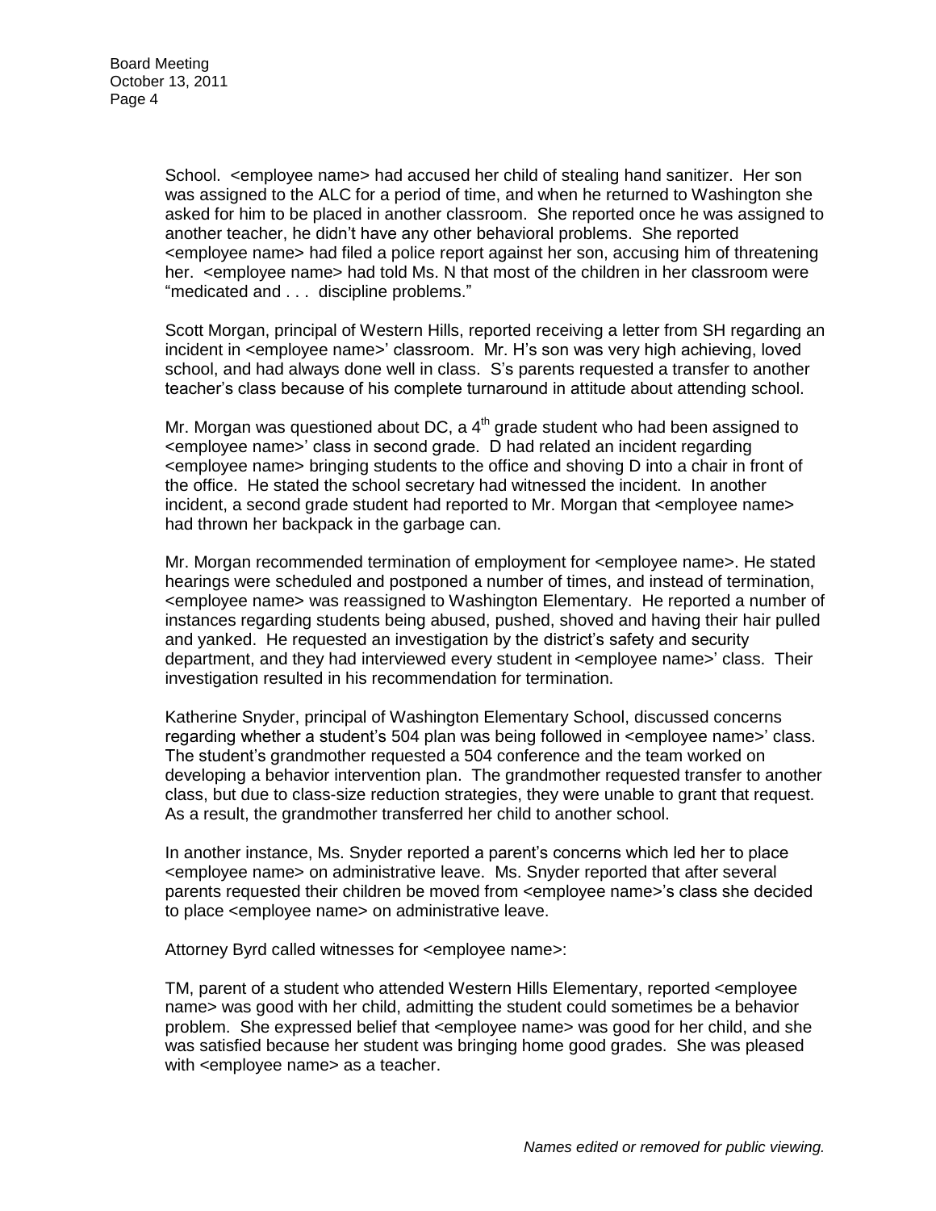School. <employee name> had accused her child of stealing hand sanitizer. Her son was assigned to the ALC for a period of time, and when he returned to Washington she asked for him to be placed in another classroom. She reported once he was assigned to another teacher, he didn't have any other behavioral problems. She reported <employee name> had filed a police report against her son, accusing him of threatening her. <employee name> had told Ms. N that most of the children in her classroom were "medicated and . . . discipline problems."

Scott Morgan, principal of Western Hills, reported receiving a letter from SH regarding an incident in <employee name>' classroom. Mr. H's son was very high achieving, loved school, and had always done well in class. S's parents requested a transfer to another teacher's class because of his complete turnaround in attitude about attending school.

Mr. Morgan was questioned about DC, a 4th grade student who had been assigned to <employee name>' class in second grade. D had related an incident regarding <employee name> bringing students to the office and shoving D into a chair in front of the office. He stated the school secretary had witnessed the incident. In another incident, a second grade student had reported to Mr. Morgan that <employee name> had thrown her backpack in the garbage can.

Mr. Morgan recommended termination of employment for <employee name>. He stated hearings were scheduled and postponed a number of times, and instead of termination, <employee name> was reassigned to Washington Elementary. He reported a number of instances regarding students being abused, pushed, shoved and having their hair pulled and yanked. He requested an investigation by the district's safety and security department, and they had interviewed every student in <employee name>' class. Their investigation resulted in his recommendation for termination.

Katherine Snyder, principal of Washington Elementary School, discussed concerns regarding whether a student's 504 plan was being followed in <employee name>' class. The student's grandmother requested a 504 conference and the team worked on developing a behavior intervention plan. The grandmother requested transfer to another class, but due to class-size reduction strategies, they were unable to grant that request. As a result, the grandmother transferred her child to another school.

In another instance, Ms. Snyder reported a parent's concerns which led her to place <employee name> on administrative leave. Ms. Snyder reported that after several parents requested their children be moved from <employee name>'s class she decided to place <employee name> on administrative leave.

Attorney Byrd called witnesses for <employee name>:

TM, parent of a student who attended Western Hills Elementary, reported <employee name> was good with her child, admitting the student could sometimes be a behavior problem. She expressed belief that <employee name> was good for her child, and she was satisfied because her student was bringing home good grades. She was pleased with <employee name> as a teacher.

*Names edited or removed for public viewing.*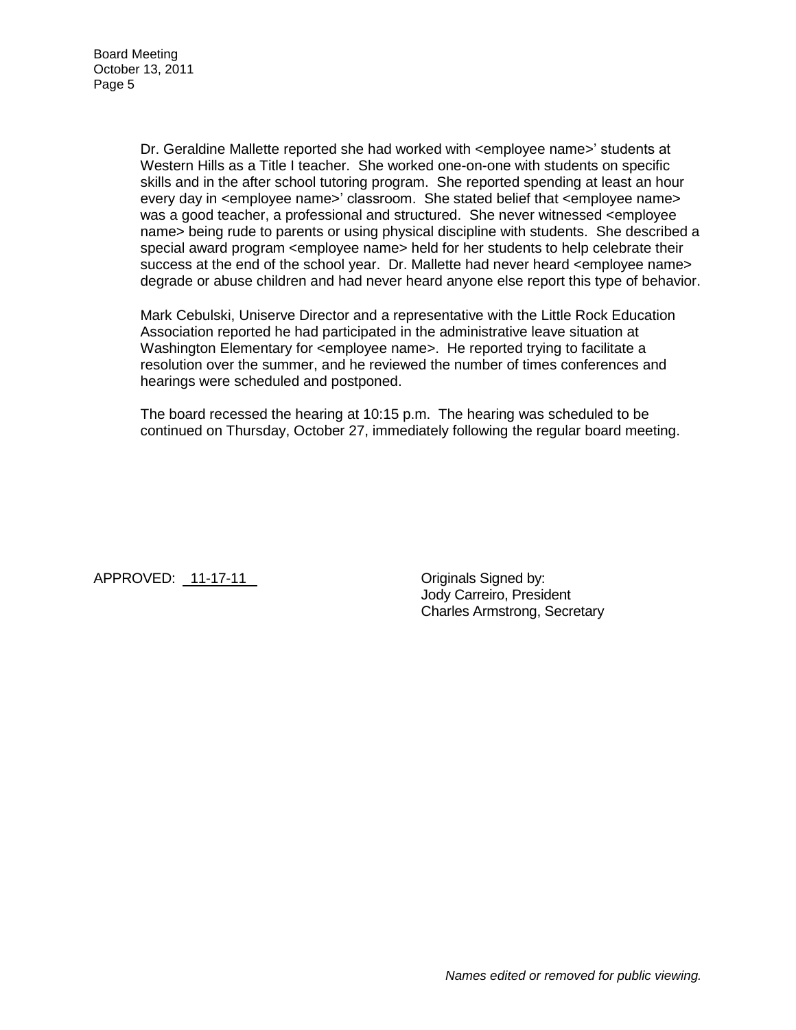Dr. Geraldine Mallette reported she had worked with <employee name>' students at Western Hills as a Title I teacher. She worked one-on-one with students on specific skills and in the after school tutoring program. She reported spending at least an hour every day in <employee name>' classroom. She stated belief that <employee name> was a good teacher, a professional and structured. She never witnessed <employee name> being rude to parents or using physical discipline with students. She described a special award program <employee name> held for her students to help celebrate their success at the end of the school year. Dr. Mallette had never heard <employee name> degrade or abuse children and had never heard anyone else report this type of behavior.

Mark Cebulski, Uniserve Director and a representative with the Little Rock Education Association reported he had participated in the administrative leave situation at Washington Elementary for <employee name>. He reported trying to facilitate a resolution over the summer, and he reviewed the number of times conferences and hearings were scheduled and postponed.

The board recessed the hearing at 10:15 p.m. The hearing was scheduled to be continued on Thursday, October 27, immediately following the regular board meeting.

APPROVED: 11-17-11

Originals Signed by:
Jody Carreiro, President
Charles Armstrong, Secretary

*Names edited or removed for public viewing.*